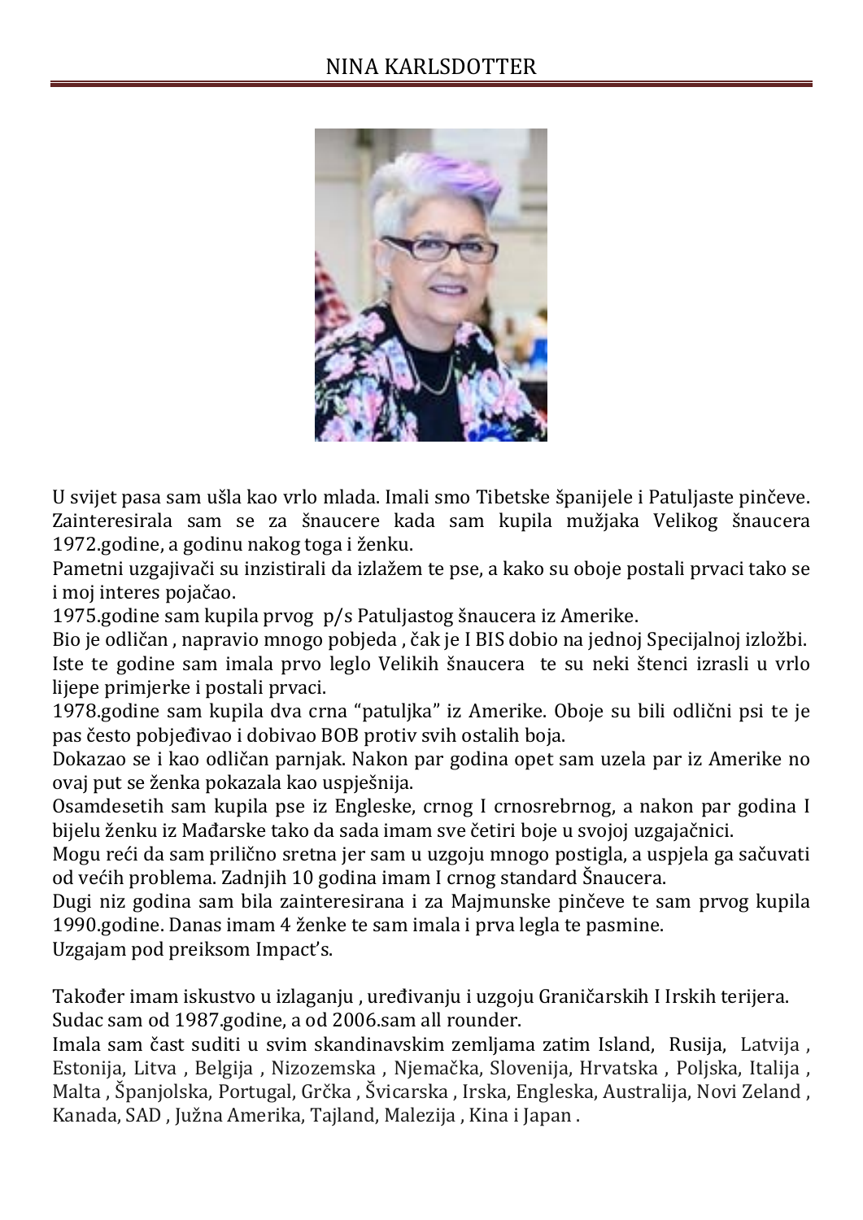# NINA KARLSDOTTER

U svijet pasa sam ušla kao vrlo mlada. Imali smo Tibetske španijele i Patuljaste pinčeve. Zainteresirala sam se za šnaucere kada sam kupila mužjaka Velikog šnaucera 1972.godine, a godinu nakog toga i ženku.
Pametni uzgajivači su inzistirali da izlažem te pse, a kako su oboje postali prvaci tako se i moj interes pojačao.
1975.godine sam kupila prvog p/s Patuljastog šnaucera iz Amerike.
Bio je odličan , napravio mnogo pobjeda , čak je I BIS dobio na jednoj Specijalnoj izložbi.
Iste te godine sam imala prvo leglo Velikih šnaucera te su neki štenci izrasli u vrlo lijepe primjerke i postali prvaci.
1978.godine sam kupila dva crna "patuljka" iz Amerike. Oboje su bili odlični psi te je pas često pobjeđivao i dobivao BOB protiv svih ostalih boja.
Dokazao se i kao odličan parnjak. Nakon par godina opet sam uzela par iz Amerike no ovaj put se ženka pokazala kao uspješnija.
Osamdesetih sam kupila pse iz Engleske, crnog I crnosrebrnog, a nakon par godina I bijelu ženku iz Mađarske tako da sada imam sve četiri boje u svojoj uzgajačnici.
Mogu reći da sam prilično sretna jer sam u uzgoju mnogo postigla, a uspjela ga sačuvati od većih problema. Zadnjih 10 godina imam I crnog standard Šnaucera.
Dugi niz godina sam bila zainteresirana i za Majmunske pinčeve te sam prvog kupila 1990.godine. Danas imam 4 ženke te sam imala i prva legla te pasmine.
Uzgajam pod preiksom Impact's.

Također imam iskustvo u izlaganju , uređivanju i uzgoju Graničarskih I Irskih terijera.
Sudac sam od 1987.godine, a od 2006.sam all rounder.
Imala sam čast suditi u svim skandinavskim zemljama zatim Island, Rusija, Latvija , Estonija, Litva , Belgija , Nizozemska , Njemačka, Slovenija, Hrvatska , Poljska, Italija , Malta , Španjolska, Portugal, Grčka , Švicarska , Irska, Engleska, Australija, Novi Zeland , Kanada, SAD , Južna Amerika, Tajland, Malezija , Kina i Japan .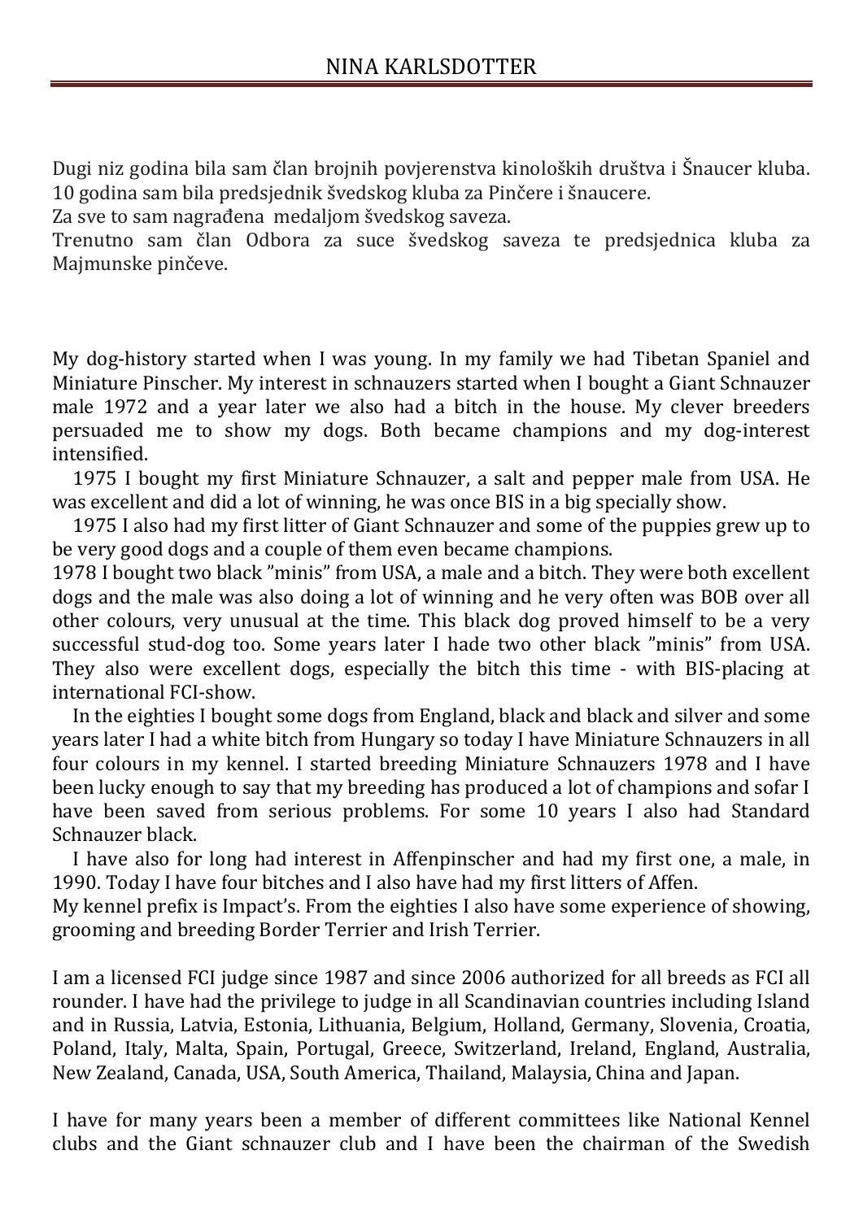# NINA KARLSDOTTER

Dugi niz godina bila sam član brojnih povjerenstva kinoloških društva i Šnaucer kluba. 10 godina sam bila predsjednik švedskog kluba za Pinčere i šnaucere.
Za sve to sam nagrađena medaljom švedskog saveza.
Trenutno sam član Odbora za suce švedskog saveza te predsjednica kluba za Majmunske pinčeve.

My dog-history started when I was young. In my family we had Tibetan Spaniel and Miniature Pinscher. My interest in schnauzers started when I bought a Giant Schnauzer male 1972 and a year later we also had a bitch in the house. My clever breeders persuaded me to show my dogs. Both became champions and my dog-interest intensified.

1975 I bought my first Miniature Schnauzer, a salt and pepper male from USA. He was excellent and did a lot of winning, he was once BIS in a big specially show.

1975 I also had my first litter of Giant Schnauzer and some of the puppies grew up to be very good dogs and a couple of them even became champions.
1978 I bought two black "minis" from USA, a male and a bitch. They were both excellent dogs and the male was also doing a lot of winning and he very often was BOB over all other colours, very unusual at the time. This black dog proved himself to be a very successful stud-dog too. Some years later I hade two other black "minis" from USA. They also were excellent dogs, especially the bitch this time - with BIS-placing at international FCI-show.

In the eighties I bought some dogs from England, black and black and silver and some years later I had a white bitch from Hungary so today I have Miniature Schnauzers in all four colours in my kennel. I started breeding Miniature Schnauzers 1978 and I have been lucky enough to say that my breeding has produced a lot of champions and sofar I have been saved from serious problems. For some 10 years I also had Standard Schnauzer black.

I have also for long had interest in Affenpinscher and had my first one, a male, in 1990. Today I have four bitches and I also have had my first litters of Affen.
My kennel prefix is Impact's. From the eighties I also have some experience of showing, grooming and breeding Border Terrier and Irish Terrier.

I am a licensed FCI judge since 1987 and since 2006 authorized for all breeds as FCI all rounder. I have had the privilege to judge in all Scandinavian countries including Island and in Russia, Latvia, Estonia, Lithuania, Belgium, Holland, Germany, Slovenia, Croatia, Poland, Italy, Malta, Spain, Portugal, Greece, Switzerland, Ireland, England, Australia, New Zealand, Canada, USA, South America, Thailand, Malaysia, China and Japan.

I have for many years been a member of different committees like National Kennel clubs and the Giant schnauzer club and I have been the chairman of the Swedish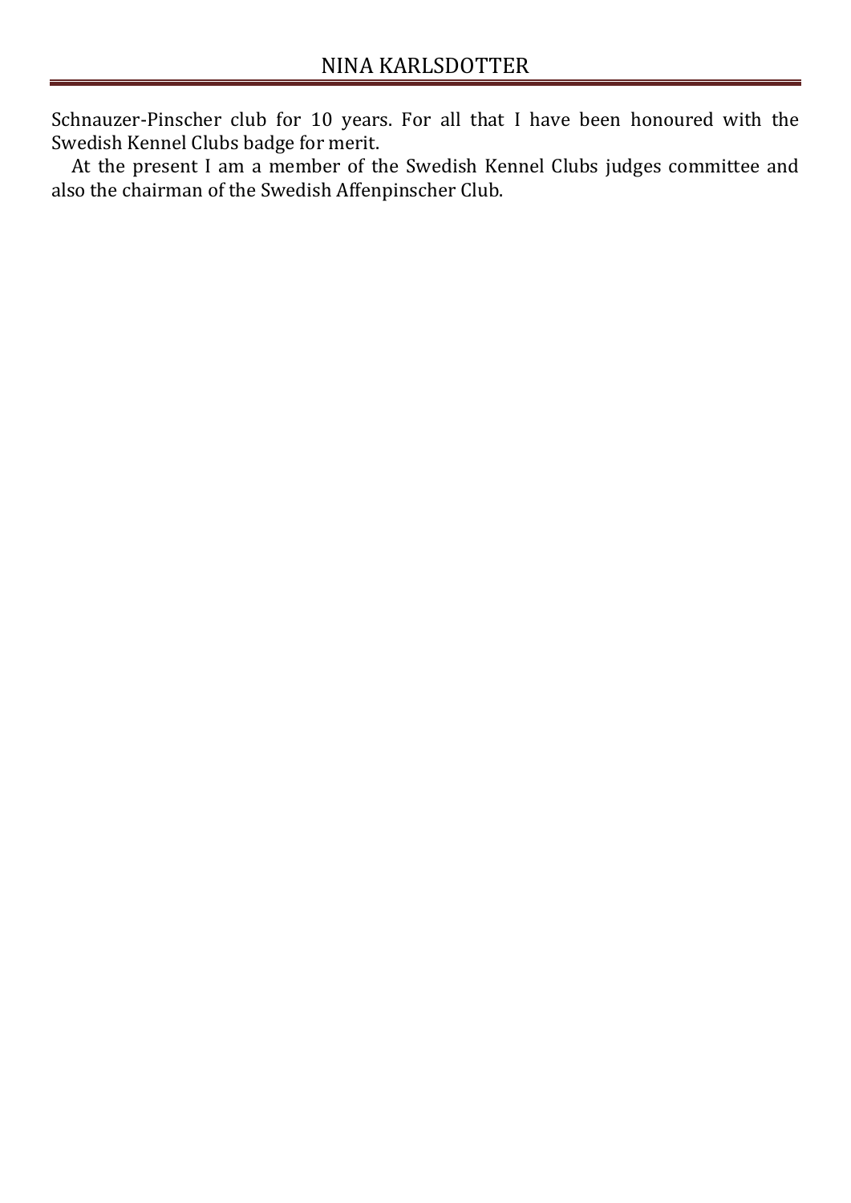Schnauzer-Pinscher club for 10 years. For all that I have been honoured with the Swedish Kennel Clubs badge for merit.

At the present I am a member of the Swedish Kennel Clubs judges committee and also the chairman of the Swedish Affenpinscher Club.